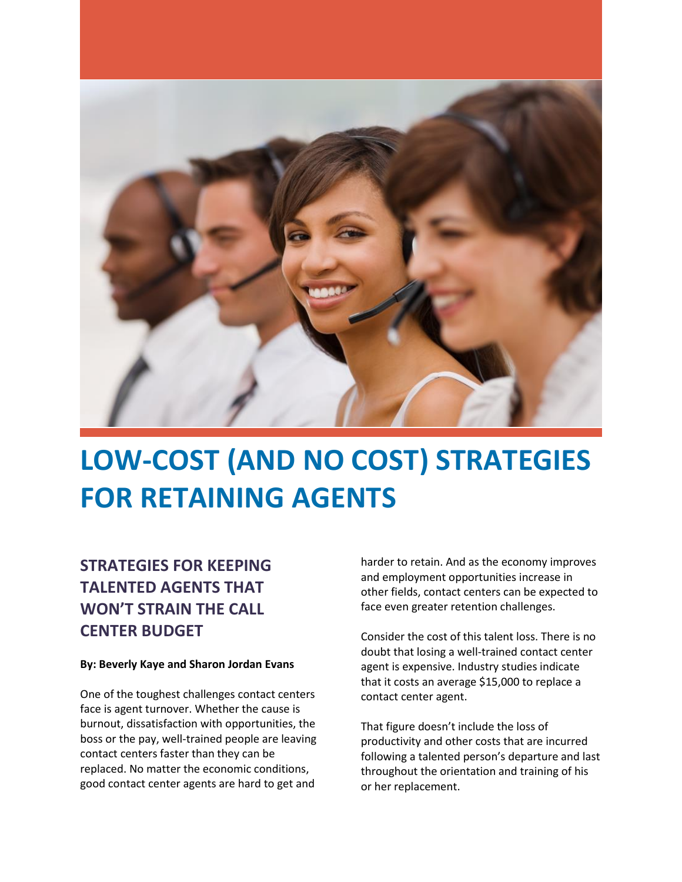# LOW-COST (AND NO COST) STRATEGIES FOR RETAINING AGENTS

## STRATEGIES FOR KEEPING TALENTED AGENTS THAT WON'T STRAIN THE CALL CENTER BUDGET

**By: Beverly Kaye and Sharon Jordan Evans**

One of the toughest challenges contact centers face is agent turnover. Whether the cause is burnout, dissatisfaction with opportunities, the boss or the pay, well-trained people are leaving contact centers faster than they can be replaced. No matter the economic conditions, good contact center agents are hard to get and harder to retain. And as the economy improves and employment opportunities increase in other fields, contact centers can be expected to face even greater retention challenges.

Consider the cost of this talent loss. There is no doubt that losing a well-trained contact center agent is expensive. Industry studies indicate that it costs an average $15,000 to replace a contact center agent.

That figure doesn't include the loss of productivity and other costs that are incurred following a talented person's departure and last throughout the orientation and training of his or her replacement.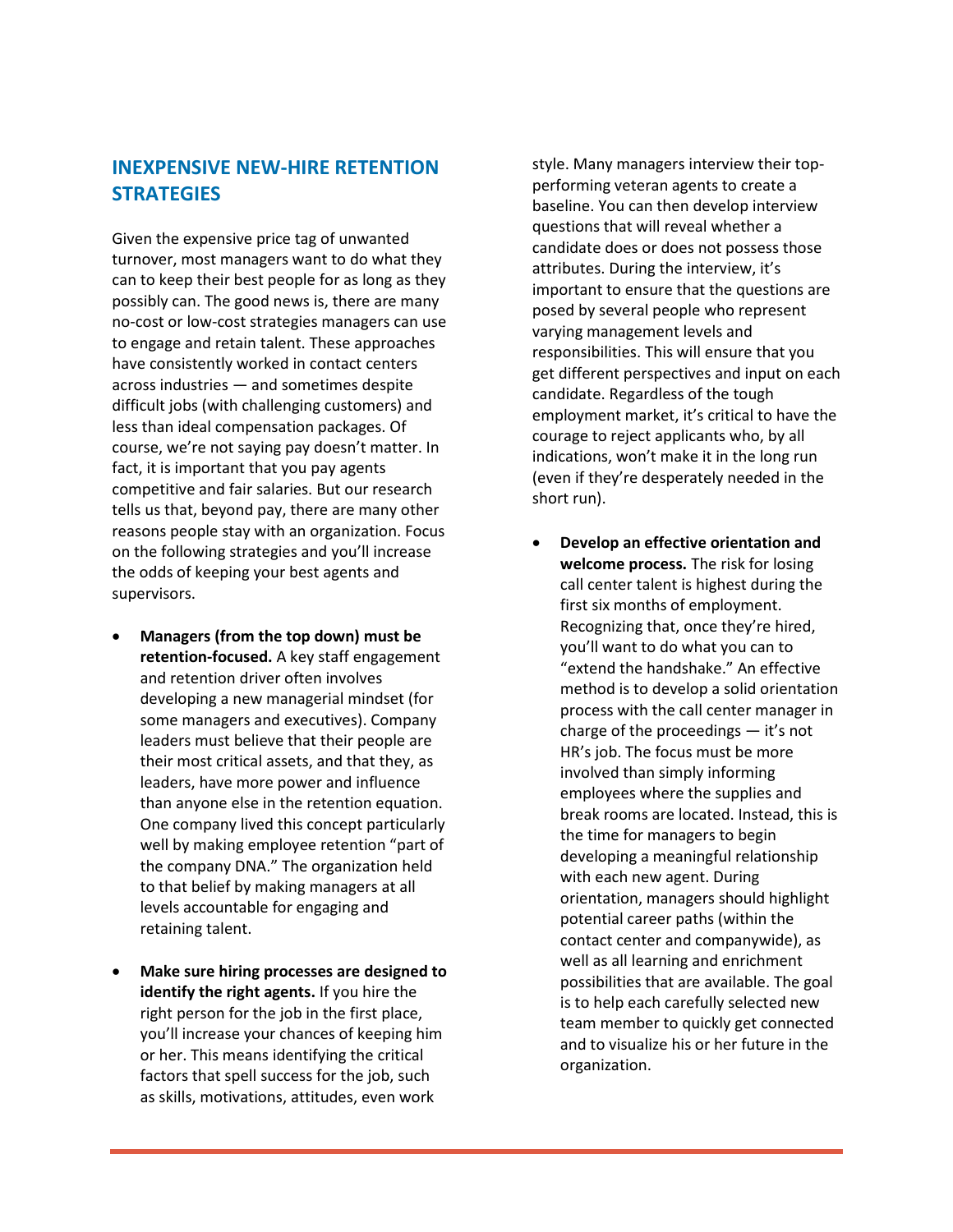## INEXPENSIVE NEW-HIRE RETENTION STRATEGIES

Given the expensive price tag of unwanted turnover, most managers want to do what they can to keep their best people for as long as they possibly can. The good news is, there are many no-cost or low-cost strategies managers can use to engage and retain talent. These approaches have consistently worked in contact centers across industries — and sometimes despite difficult jobs (with challenging customers) and less than ideal compensation packages. Of course, we're not saying pay doesn't matter. In fact, it is important that you pay agents competitive and fair salaries. But our research tells us that, beyond pay, there are many other reasons people stay with an organization. Focus on the following strategies and you'll increase the odds of keeping your best agents and supervisors.

- **Managers (from the top down) must be retention-focused.** A key staff engagement and retention driver often involves developing a new managerial mindset (for some managers and executives). Company leaders must believe that their people are their most critical assets, and that they, as leaders, have more power and influence than anyone else in the retention equation. One company lived this concept particularly well by making employee retention "part of the company DNA." The organization held to that belief by making managers at all levels accountable for engaging and retaining talent.

- **Make sure hiring processes are designed to identify the right agents.** If you hire the right person for the job in the first place, you'll increase your chances of keeping him or her. This means identifying the critical factors that spell success for the job, such as skills, motivations, attitudes, even work style. Many managers interview their top-performing veteran agents to create a baseline. You can then develop interview questions that will reveal whether a candidate does or does not possess those attributes. During the interview, it's important to ensure that the questions are posed by several people who represent varying management levels and responsibilities. This will ensure that you get different perspectives and input on each candidate. Regardless of the tough employment market, it's critical to have the courage to reject applicants who, by all indications, won't make it in the long run (even if they're desperately needed in the short run).

- **Develop an effective orientation and welcome process.** The risk for losing call center talent is highest during the first six months of employment. Recognizing that, once they're hired, you'll want to do what you can to "extend the handshake." An effective method is to develop a solid orientation process with the call center manager in charge of the proceedings — it's not HR's job. The focus must be more involved than simply informing employees where the supplies and break rooms are located. Instead, this is the time for managers to begin developing a meaningful relationship with each new agent. During orientation, managers should highlight potential career paths (within the contact center and companywide), as well as all learning and enrichment possibilities that are available. The goal is to help each carefully selected new team member to quickly get connected and to visualize his or her future in the organization.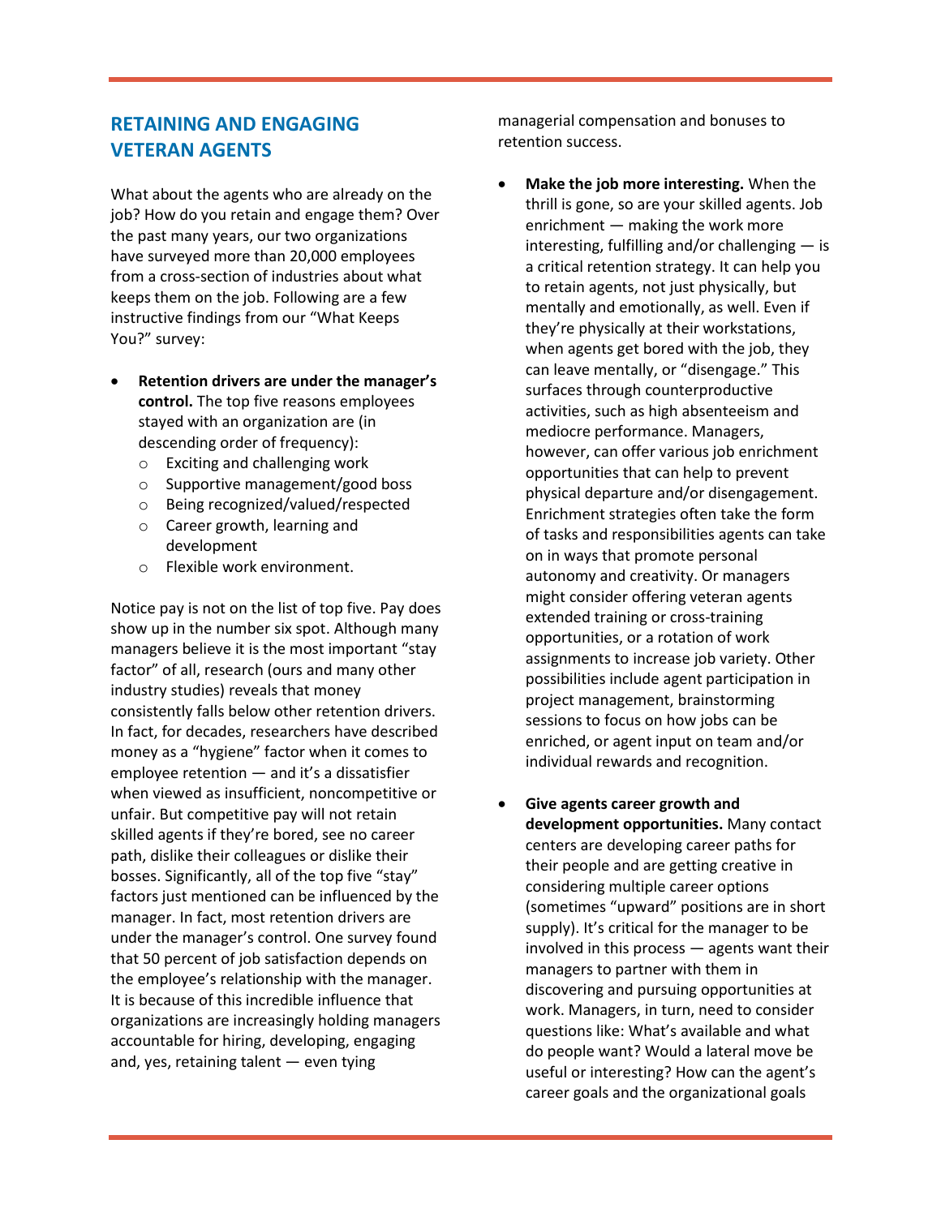## RETAINING AND ENGAGING VETERAN AGENTS

What about the agents who are already on the job? How do you retain and engage them? Over the past many years, our two organizations have surveyed more than 20,000 employees from a cross-section of industries about what keeps them on the job. Following are a few instructive findings from our "What Keeps You?" survey:

- **Retention drivers are under the manager's control.** The top five reasons employees stayed with an organization are (in descending order of frequency):
  - Exciting and challenging work
  - Supportive management/good boss
  - Being recognized/valued/respected
  - Career growth, learning and development
  - Flexible work environment.

Notice pay is not on the list of top five. Pay does show up in the number six spot. Although many managers believe it is the most important "stay factor" of all, research (ours and many other industry studies) reveals that money consistently falls below other retention drivers. In fact, for decades, researchers have described money as a "hygiene" factor when it comes to employee retention — and it's a dissatisfier when viewed as insufficient, noncompetitive or unfair. But competitive pay will not retain skilled agents if they're bored, see no career path, dislike their colleagues or dislike their bosses. Significantly, all of the top five "stay" factors just mentioned can be influenced by the manager. In fact, most retention drivers are under the manager's control. One survey found that 50 percent of job satisfaction depends on the employee's relationship with the manager. It is because of this incredible influence that organizations are increasingly holding managers accountable for hiring, developing, engaging and, yes, retaining talent — even tying managerial compensation and bonuses to retention success.

- **Make the job more interesting.** When the thrill is gone, so are your skilled agents. Job enrichment — making the work more interesting, fulfilling and/or challenging — is a critical retention strategy. It can help you to retain agents, not just physically, but mentally and emotionally, as well. Even if they're physically at their workstations, when agents get bored with the job, they can leave mentally, or "disengage." This surfaces through counterproductive activities, such as high absenteeism and mediocre performance. Managers, however, can offer various job enrichment opportunities that can help to prevent physical departure and/or disengagement. Enrichment strategies often take the form of tasks and responsibilities agents can take on in ways that promote personal autonomy and creativity. Or managers might consider offering veteran agents extended training or cross-training opportunities, or a rotation of work assignments to increase job variety. Other possibilities include agent participation in project management, brainstorming sessions to focus on how jobs can be enriched, or agent input on team and/or individual rewards and recognition.

- **Give agents career growth and development opportunities.** Many contact centers are developing career paths for their people and are getting creative in considering multiple career options (sometimes "upward" positions are in short supply). It's critical for the manager to be involved in this process — agents want their managers to partner with them in discovering and pursuing opportunities at work. Managers, in turn, need to consider questions like: What's available and what do people want? Would a lateral move be useful or interesting? How can the agent's career goals and the organizational goals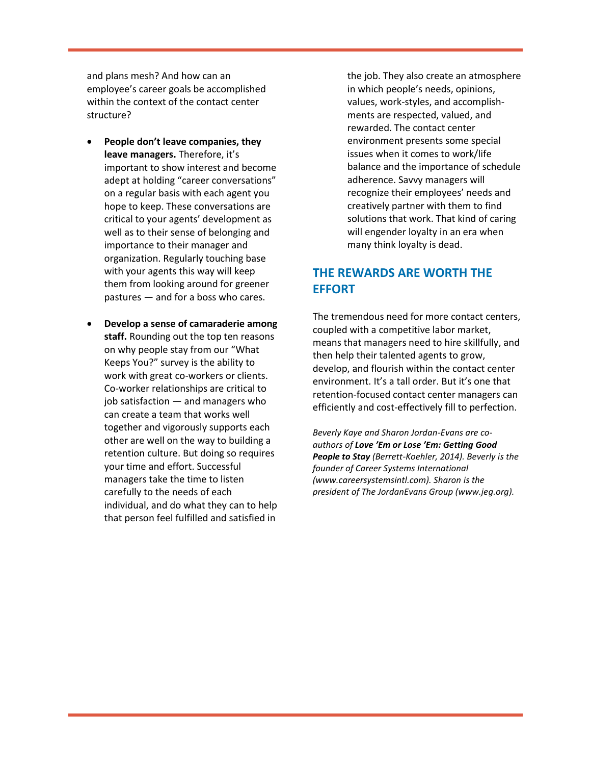and plans mesh? And how can an employee's career goals be accomplished within the context of the contact center structure?

- **People don't leave companies, they leave managers.** Therefore, it's important to show interest and become adept at holding "career conversations" on a regular basis with each agent you hope to keep. These conversations are critical to your agents' development as well as to their sense of belonging and importance to their manager and organization. Regularly touching base with your agents this way will keep them from looking around for greener pastures — and for a boss who cares.

- **Develop a sense of camaraderie among staff.** Rounding out the top ten reasons on why people stay from our "What Keeps You?" survey is the ability to work with great co-workers or clients. Co-worker relationships are critical to job satisfaction — and managers who can create a team that works well together and vigorously supports each other are well on the way to building a retention culture. But doing so requires your time and effort. Successful managers take the time to listen carefully to the needs of each individual, and do what they can to help that person feel fulfilled and satisfied in the job. They also create an atmosphere in which people's needs, opinions, values, work-styles, and accomplishments are respected, valued, and rewarded. The contact center environment presents some special issues when it comes to work/life balance and the importance of schedule adherence. Savvy managers will recognize their employees' needs and creatively partner with them to find solutions that work. That kind of caring will engender loyalty in an era when many think loyalty is dead.

## THE REWARDS ARE WORTH THE EFFORT

The tremendous need for more contact centers, coupled with a competitive labor market, means that managers need to hire skillfully, and then help their talented agents to grow, develop, and flourish within the contact center environment. It's a tall order. But it's one that retention-focused contact center managers can efficiently and cost-effectively fill to perfection.

*Beverly Kaye and Sharon Jordan-Evans are co-authors of **Love 'Em or Lose 'Em: Getting Good People to Stay** (Berrett-Koehler, 2014). Beverly is the founder of Career Systems International (www.careersystemsintl.com). Sharon is the president of The JordanEvans Group (www.jeg.org).*